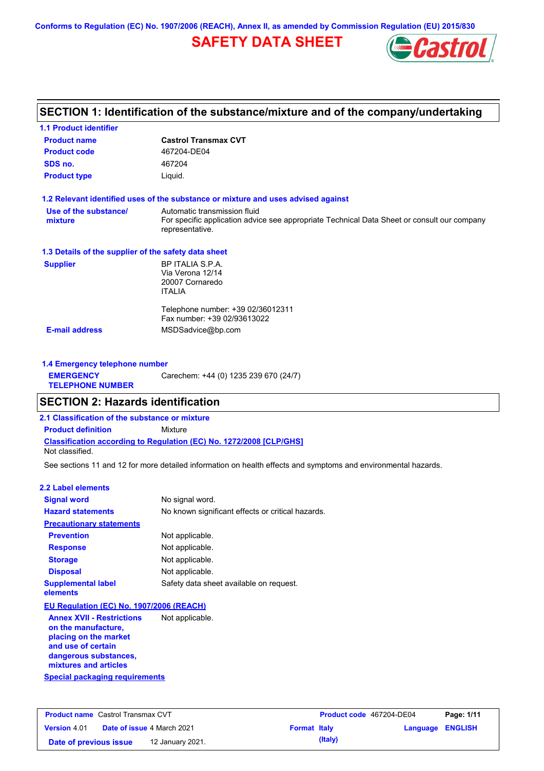Conforms to Regulation (EC) No. 1907/2006 (REACH), Annex II, as amended by Commission Regulation (EU) 2015/830

# SAFETY DATA SHEET

## SECTION 1: Identification of the substance/mixture and of the company/undertaking

### 1.1 Product identifier

| | |
|---|---|
| **Product name** | **Castrol Transmax CVT** |
| **Product code** | 467204-DE04 |
| **SDS no.** | 467204 |
| **Product type** | Liquid. |

### 1.2 Relevant identified uses of the substance or mixture and uses advised against

**Use of the substance/ mixture**: Automatic transmission fluid
For specific application advice see appropriate Technical Data Sheet or consult our company representative.

### 1.3 Details of the supplier of the safety data sheet

**Supplier**:
BP ITALIA S.P.A.
Via Verona 12/14
20007 Cornaredo
ITALIA

Telephone number: +39 02/36012311
Fax number: +39 02/93613022

**E-mail address**: MSDSadvice@bp.com

### 1.4 Emergency telephone number

**EMERGENCY TELEPHONE NUMBER**: Carechem: +44 (0) 1235 239 670 (24/7)

## SECTION 2: Hazards identification

### 2.1 Classification of the substance or mixture

**Product definition**: Mixture

**Classification according to Regulation (EC) No. 1272/2008 [CLP/GHS]**

Not classified.

See sections 11 and 12 for more detailed information on health effects and symptoms and environmental hazards.

### 2.2 Label elements

| | |
|---|---|
| **Signal word** | No signal word. |
| **Hazard statements** | No known significant effects or critical hazards. |

**Precautionary statements**

| | |
|---|---|
| **Prevention** | Not applicable. |
| **Response** | Not applicable. |
| **Storage** | Not applicable. |
| **Disposal** | Not applicable. |
| **Supplemental label elements** | Safety data sheet available on request. |

**EU Regulation (EC) No. 1907/2006 (REACH)**

**Annex XVII - Restrictions on the manufacture, placing on the market and use of certain dangerous substances, mixtures and articles**: Not applicable.

**Special packaging requirements**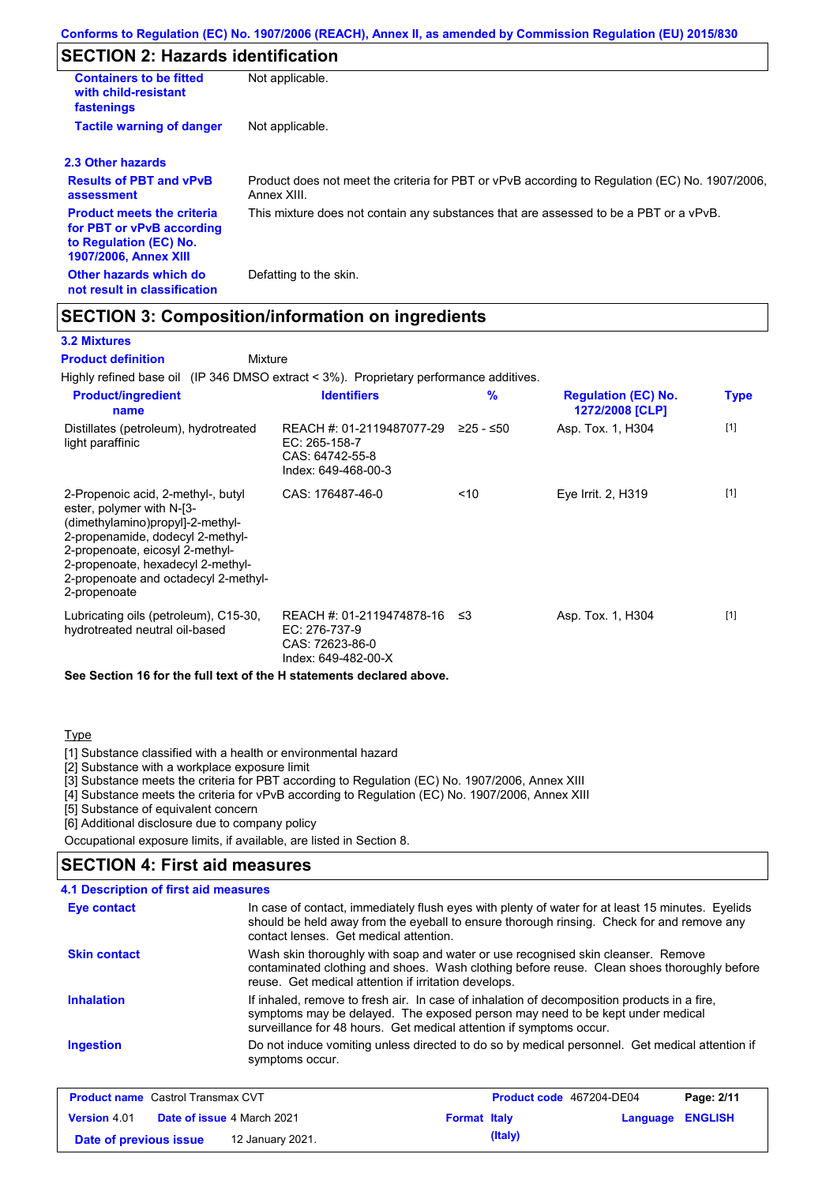## SECTION 2: Hazards identification

| | |
|---|---|
| **Containers to be fitted with child-resistant fastenings** | Not applicable. |
| **Tactile warning of danger** | Not applicable. |

### 2.3 Other hazards

| | |
|---|---|
| **Results of PBT and vPvB assessment** | Product does not meet the criteria for PBT or vPvB according to Regulation (EC) No. 1907/2006, Annex XIII. |
| **Product meets the criteria for PBT or vPvB according to Regulation (EC) No. 1907/2006, Annex XIII** | This mixture does not contain any substances that are assessed to be a PBT or a vPvB. |
| **Other hazards which do not result in classification** | Defatting to the skin. |

## SECTION 3: Composition/information on ingredients

### 3.2 Mixtures

**Product definition** Mixture

Highly refined base oil (IP 346 DMSO extract < 3%). Proprietary performance additives.

| Product/ingredient name | Identifiers | % | Regulation (EC) No. 1272/2008 [CLP] | Type |
|---|---|---|---|---|
| Distillates (petroleum), hydrotreated light paraffinic | REACH #: 01-2119487077-29<br>EC: 265-158-7<br>CAS: 64742-55-8<br>Index: 649-468-00-3 | ≥25 - ≤50 | Asp. Tox. 1, H304 | [1] |
| 2-Propenoic acid, 2-methyl-, butyl ester, polymer with N-[3-(dimethylamino)propyl]-2-methyl-2-propenamide, dodecyl 2-methyl-2-propenoate, eicosyl 2-methyl-2-propenoate, hexadecyl 2-methyl-2-propenoate and octadecyl 2-methyl-2-propenoate | CAS: 176487-46-0 | <10 | Eye Irrit. 2, H319 | [1] |
| Lubricating oils (petroleum), C15-30, hydrotreated neutral oil-based | REACH #: 01-2119474878-16<br>EC: 276-737-9<br>CAS: 72623-86-0<br>Index: 649-482-00-X | ≤3 | Asp. Tox. 1, H304 | [1] |

**See Section 16 for the full text of the H statements declared above.**

Type

[1] Substance classified with a health or environmental hazard
[2] Substance with a workplace exposure limit
[3] Substance meets the criteria for PBT according to Regulation (EC) No. 1907/2006, Annex XIII
[4] Substance meets the criteria for vPvB according to Regulation (EC) No. 1907/2006, Annex XIII
[5] Substance of equivalent concern
[6] Additional disclosure due to company policy

Occupational exposure limits, if available, are listed in Section 8.

## SECTION 4: First aid measures

### 4.1 Description of first aid measures

| | |
|---|---|
| **Eye contact** | In case of contact, immediately flush eyes with plenty of water for at least 15 minutes. Eyelids should be held away from the eyeball to ensure thorough rinsing. Check for and remove any contact lenses. Get medical attention. |
| **Skin contact** | Wash skin thoroughly with soap and water or use recognised skin cleanser. Remove contaminated clothing and shoes. Wash clothing before reuse. Clean shoes thoroughly before reuse. Get medical attention if irritation develops. |
| **Inhalation** | If inhaled, remove to fresh air. In case of inhalation of decomposition products in a fire, symptoms may be delayed. The exposed person may need to be kept under medical surveillance for 48 hours. Get medical attention if symptoms occur. |
| **Ingestion** | Do not induce vomiting unless directed to do so by medical personnel. Get medical attention if symptoms occur. |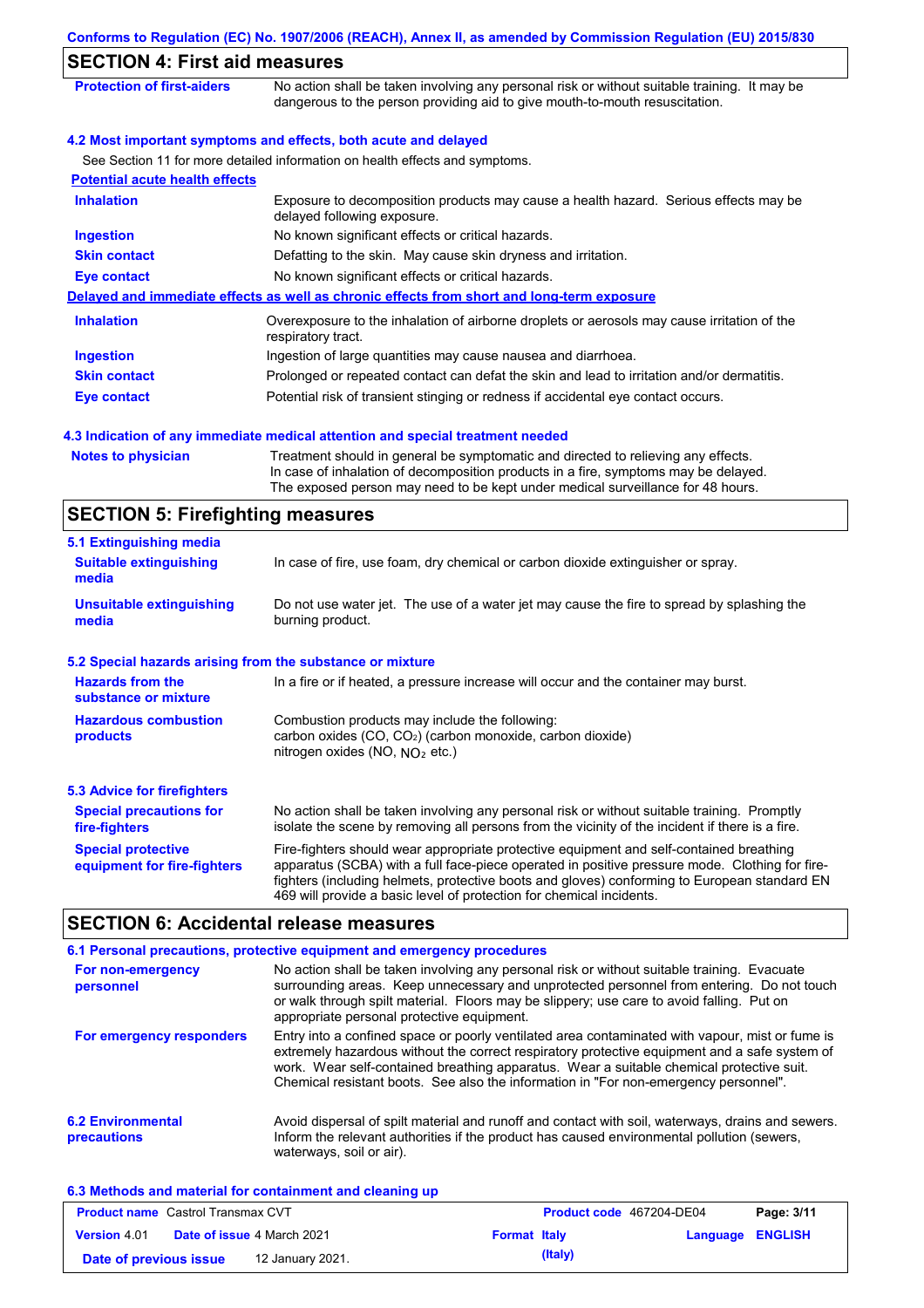## SECTION 4: First aid measures

| | |
|---|---|
| **Protection of first-aiders** | No action shall be taken involving any personal risk or without suitable training. It may be dangerous to the person providing aid to give mouth-to-mouth resuscitation. |

### 4.2 Most important symptoms and effects, both acute and delayed

See Section 11 for more detailed information on health effects and symptoms.

**Potential acute health effects**

| | |
|---|---|
| **Inhalation** | Exposure to decomposition products may cause a health hazard. Serious effects may be delayed following exposure. |
| **Ingestion** | No known significant effects or critical hazards. |
| **Skin contact** | Defatting to the skin. May cause skin dryness and irritation. |
| **Eye contact** | No known significant effects or critical hazards. |

**Delayed and immediate effects as well as chronic effects from short and long-term exposure**

| | |
|---|---|
| **Inhalation** | Overexposure to the inhalation of airborne droplets or aerosols may cause irritation of the respiratory tract. |
| **Ingestion** | Ingestion of large quantities may cause nausea and diarrhoea. |
| **Skin contact** | Prolonged or repeated contact can defat the skin and lead to irritation and/or dermatitis. |
| **Eye contact** | Potential risk of transient stinging or redness if accidental eye contact occurs. |

### 4.3 Indication of any immediate medical attention and special treatment needed

| | |
|---|---|
| **Notes to physician** | Treatment should in general be symptomatic and directed to relieving any effects. In case of inhalation of decomposition products in a fire, symptoms may be delayed. The exposed person may need to be kept under medical surveillance for 48 hours. |

## SECTION 5: Firefighting measures

### 5.1 Extinguishing media

| | |
|---|---|
| **Suitable extinguishing media** | In case of fire, use foam, dry chemical or carbon dioxide extinguisher or spray. |
| **Unsuitable extinguishing media** | Do not use water jet. The use of a water jet may cause the fire to spread by splashing the burning product. |

### 5.2 Special hazards arising from the substance or mixture

| | |
|---|---|
| **Hazards from the substance or mixture** | In a fire or if heated, a pressure increase will occur and the container may burst. |
| **Hazardous combustion products** | Combustion products may include the following: carbon oxides (CO, $CO_2$) (carbon monoxide, carbon dioxide) nitrogen oxides (NO, $NO_2$ etc.) |

### 5.3 Advice for firefighters

| | |
|---|---|
| **Special precautions for fire-fighters** | No action shall be taken involving any personal risk or without suitable training. Promptly isolate the scene by removing all persons from the vicinity of the incident if there is a fire. |
| **Special protective equipment for fire-fighters** | Fire-fighters should wear appropriate protective equipment and self-contained breathing apparatus (SCBA) with a full face-piece operated in positive pressure mode. Clothing for fire-fighters (including helmets, protective boots and gloves) conforming to European standard EN 469 will provide a basic level of protection for chemical incidents. |

## SECTION 6: Accidental release measures

### 6.1 Personal precautions, protective equipment and emergency procedures

| | |
|---|---|
| **For non-emergency personnel** | No action shall be taken involving any personal risk or without suitable training. Evacuate surrounding areas. Keep unnecessary and unprotected personnel from entering. Do not touch or walk through spilt material. Floors may be slippery; use care to avoid falling. Put on appropriate personal protective equipment. |
| **For emergency responders** | Entry into a confined space or poorly ventilated area contaminated with vapour, mist or fume is extremely hazardous without the correct respiratory protective equipment and a safe system of work. Wear self-contained breathing apparatus. Wear a suitable chemical protective suit. Chemical resistant boots. See also the information in "For non-emergency personnel". |

| | |
|---|---|
| **6.2 Environmental precautions** | Avoid dispersal of spilt material and runoff and contact with soil, waterways, drains and sewers. Inform the relevant authorities if the product has caused environmental pollution (sewers, waterways, soil or air). |

### 6.3 Methods and material for containment and cleaning up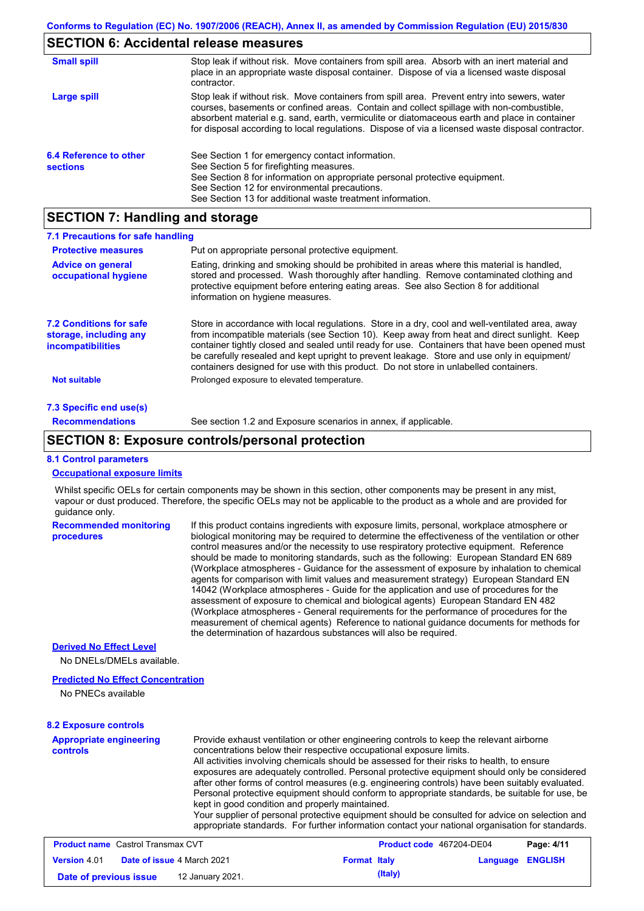## SECTION 6: Accidental release measures

| | |
|---|---|
| **Small spill** | Stop leak if without risk. Move containers from spill area. Absorb with an inert material and place in an appropriate waste disposal container. Dispose of via a licensed waste disposal contractor. |
| **Large spill** | Stop leak if without risk. Move containers from spill area. Prevent entry into sewers, water courses, basements or confined areas. Contain and collect spillage with non-combustible, absorbent material e.g. sand, earth, vermiculite or diatomaceous earth and place in container for disposal according to local regulations. Dispose of via a licensed waste disposal contractor. |
| **6.4 Reference to other sections** | See Section 1 for emergency contact information.<br>See Section 5 for firefighting measures.<br>See Section 8 for information on appropriate personal protective equipment.<br>See Section 12 for environmental precautions.<br>See Section 13 for additional waste treatment information. |

## SECTION 7: Handling and storage

### 7.1 Precautions for safe handling

| | |
|---|---|
| **Protective measures** | Put on appropriate personal protective equipment. |
| **Advice on general occupational hygiene** | Eating, drinking and smoking should be prohibited in areas where this material is handled, stored and processed. Wash thoroughly after handling. Remove contaminated clothing and protective equipment before entering eating areas. See also Section 8 for additional information on hygiene measures. |
| **7.2 Conditions for safe storage, including any incompatibilities** | Store in accordance with local regulations. Store in a dry, cool and well-ventilated area, away from incompatible materials (see Section 10). Keep away from heat and direct sunlight. Keep container tightly closed and sealed until ready for use. Containers that have been opened must be carefully resealed and kept upright to prevent leakage. Store and use only in equipment/ containers designed for use with this product. Do not store in unlabelled containers. |
| **Not suitable** | Prolonged exposure to elevated temperature. |

### 7.3 Specific end use(s)

| | |
|---|---|
| **Recommendations** | See section 1.2 and Exposure scenarios in annex, if applicable. |

## SECTION 8: Exposure controls/personal protection

### 8.1 Control parameters

**Occupational exposure limits**

Whilst specific OELs for certain components may be shown in this section, other components may be present in any mist, vapour or dust produced. Therefore, the specific OELs may not be applicable to the product as a whole and are provided for guidance only.

| | |
|---|---|
| **Recommended monitoring procedures** | If this product contains ingredients with exposure limits, personal, workplace atmosphere or biological monitoring may be required to determine the effectiveness of the ventilation or other control measures and/or the necessity to use respiratory protective equipment. Reference should be made to monitoring standards, such as the following: European Standard EN 689 (Workplace atmospheres - Guidance for the assessment of exposure by inhalation to chemical agents for comparison with limit values and measurement strategy) European Standard EN 14042 (Workplace atmospheres - Guide for the application and use of procedures for the assessment of exposure to chemical and biological agents) European Standard EN 482 (Workplace atmospheres - General requirements for the performance of procedures for the measurement of chemical agents) Reference to national guidance documents for methods for the determination of hazardous substances will also be required. |

**Derived No Effect Level**

No DNELs/DMELs available.

**Predicted No Effect Concentration**

No PNECs available

### 8.2 Exposure controls

| | |
|---|---|
| **Appropriate engineering controls** | Provide exhaust ventilation or other engineering controls to keep the relevant airborne concentrations below their respective occupational exposure limits.<br>All activities involving chemicals should be assessed for their risks to health, to ensure exposures are adequately controlled. Personal protective equipment should only be considered after other forms of control measures (e.g. engineering controls) have been suitably evaluated. Personal protective equipment should conform to appropriate standards, be suitable for use, be kept in good condition and properly maintained.<br>Your supplier of personal protective equipment should be consulted for advice on selection and appropriate standards. For further information contact your national organisation for standards. |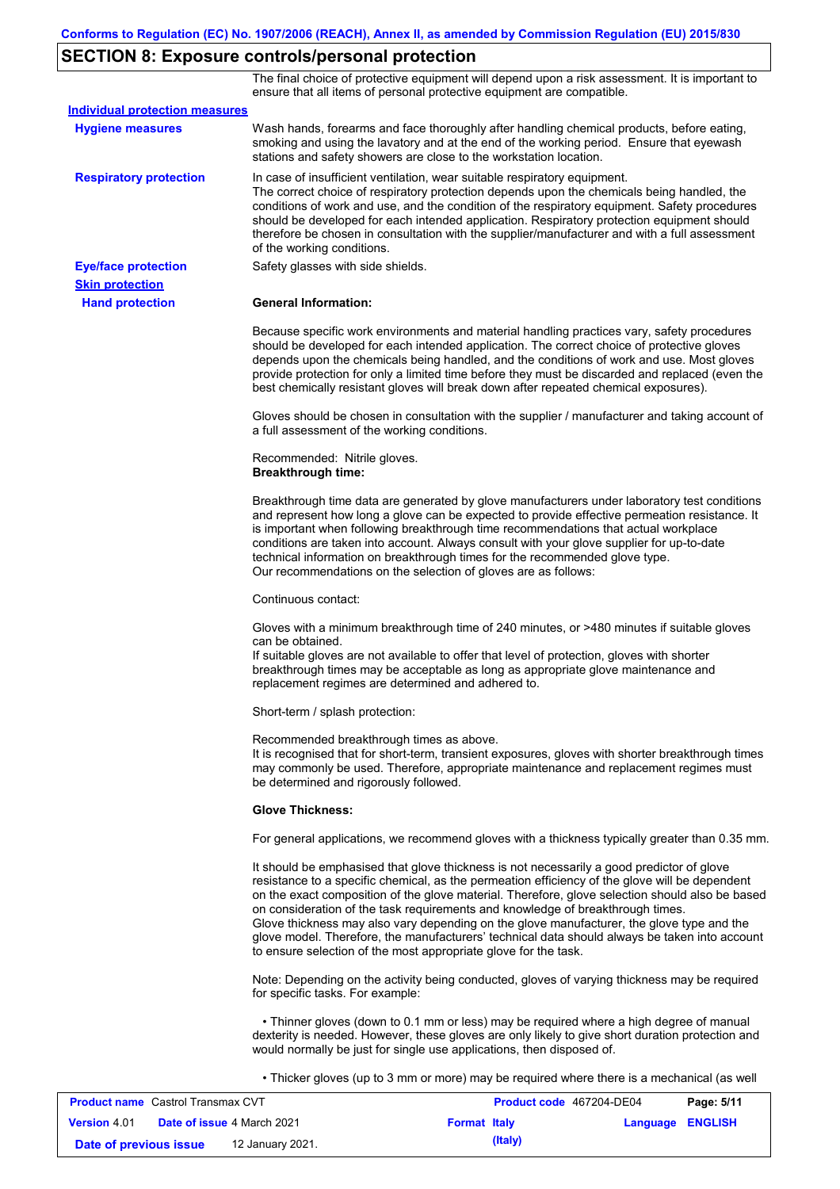## SECTION 8: Exposure controls/personal protection

The final choice of protective equipment will depend upon a risk assessment. It is important to ensure that all items of personal protective equipment are compatible.

**Individual protection measures**

**Hygiene measures**

Wash hands, forearms and face thoroughly after handling chemical products, before eating, smoking and using the lavatory and at the end of the working period. Ensure that eyewash stations and safety showers are close to the workstation location.

**Respiratory protection**

In case of insufficient ventilation, wear suitable respiratory equipment.
The correct choice of respiratory protection depends upon the chemicals being handled, the conditions of work and use, and the condition of the respiratory equipment. Safety procedures should be developed for each intended application. Respiratory protection equipment should therefore be chosen in consultation with the supplier/manufacturer and with a full assessment of the working conditions.

**Eye/face protection**

Safety glasses with side shields.

**Skin protection**

**Hand protection**

**General Information:**

Because specific work environments and material handling practices vary, safety procedures should be developed for each intended application. The correct choice of protective gloves depends upon the chemicals being handled, and the conditions of work and use. Most gloves provide protection for only a limited time before they must be discarded and replaced (even the best chemically resistant gloves will break down after repeated chemical exposures).

Gloves should be chosen in consultation with the supplier / manufacturer and taking account of a full assessment of the working conditions.

Recommended: Nitrile gloves.
**Breakthrough time:**

Breakthrough time data are generated by glove manufacturers under laboratory test conditions and represent how long a glove can be expected to provide effective permeation resistance. It is important when following breakthrough time recommendations that actual workplace conditions are taken into account. Always consult with your glove supplier for up-to-date technical information on breakthrough times for the recommended glove type.
Our recommendations on the selection of gloves are as follows:

Continuous contact:

Gloves with a minimum breakthrough time of 240 minutes, or >480 minutes if suitable gloves can be obtained.
If suitable gloves are not available to offer that level of protection, gloves with shorter breakthrough times may be acceptable as long as appropriate glove maintenance and replacement regimes are determined and adhered to.

Short-term / splash protection:

Recommended breakthrough times as above.
It is recognised that for short-term, transient exposures, gloves with shorter breakthrough times may commonly be used. Therefore, appropriate maintenance and replacement regimes must be determined and rigorously followed.

**Glove Thickness:**

For general applications, we recommend gloves with a thickness typically greater than 0.35 mm.

It should be emphasised that glove thickness is not necessarily a good predictor of glove resistance to a specific chemical, as the permeation efficiency of the glove will be dependent on the exact composition of the glove material. Therefore, glove selection should also be based on consideration of the task requirements and knowledge of breakthrough times.
Glove thickness may also vary depending on the glove manufacturer, the glove type and the glove model. Therefore, the manufacturers' technical data should always be taken into account to ensure selection of the most appropriate glove for the task.

Note: Depending on the activity being conducted, gloves of varying thickness may be required for specific tasks. For example:

- Thinner gloves (down to 0.1 mm or less) may be required where a high degree of manual dexterity is needed. However, these gloves are only likely to give short duration protection and would normally be just for single use applications, then disposed of.
- Thicker gloves (up to 3 mm or more) may be required where there is a mechanical (as well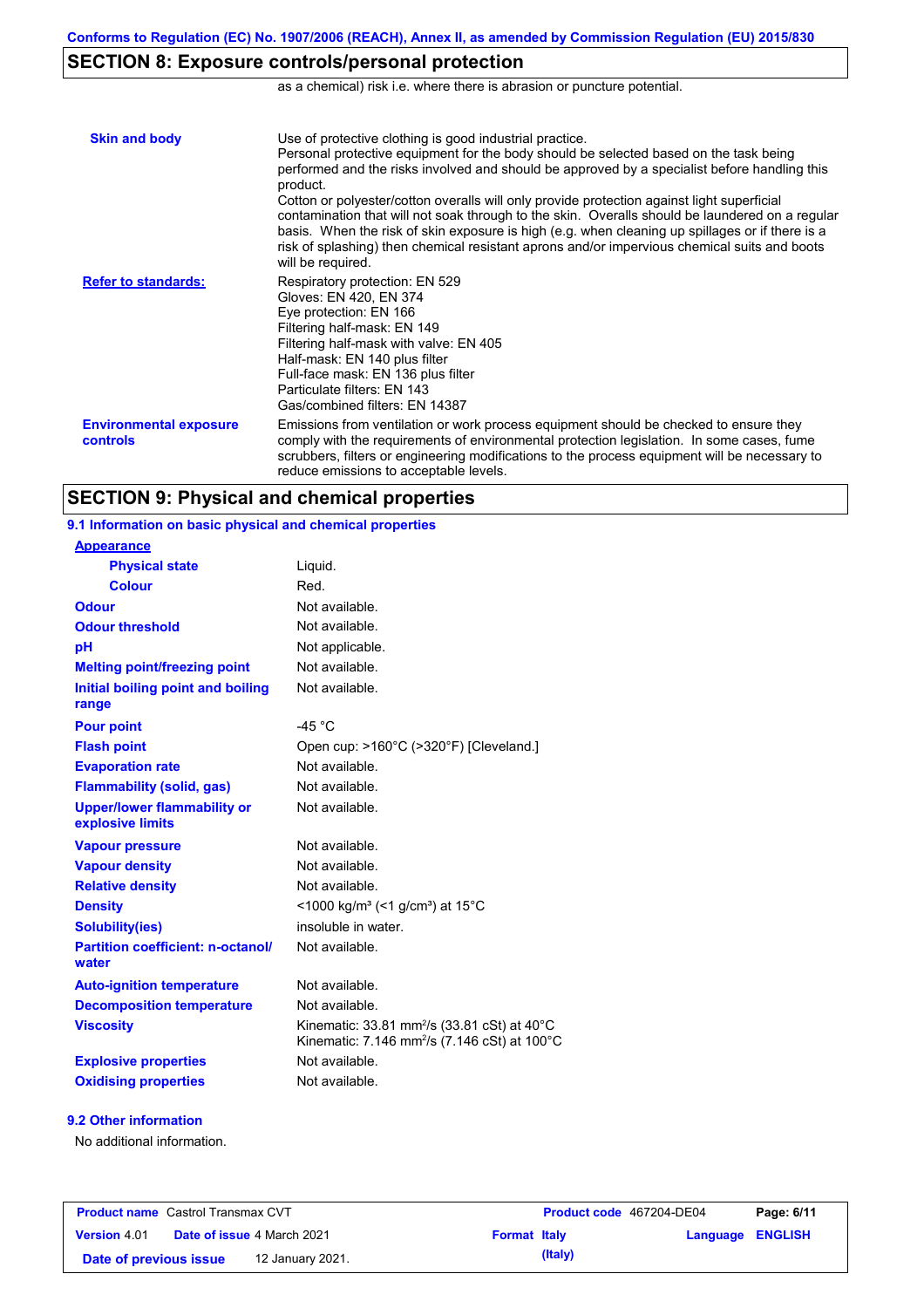## SECTION 8: Exposure controls/personal protection

as a chemical) risk i.e. where there is abrasion or puncture potential.

| | |
|---|---|
| **Skin and body** | Use of protective clothing is good industrial practice. Personal protective equipment for the body should be selected based on the task being performed and the risks involved and should be approved by a specialist before handling this product. Cotton or polyester/cotton overalls will only provide protection against light superficial contamination that will not soak through to the skin. Overalls should be laundered on a regular basis. When the risk of skin exposure is high (e.g. when cleaning up spillages or if there is a risk of splashing) then chemical resistant aprons and/or impervious chemical suits and boots will be required. |
| **Refer to standards:** | Respiratory protection: EN 529<br>Gloves: EN 420, EN 374<br>Eye protection: EN 166<br>Filtering half-mask: EN 149<br>Filtering half-mask with valve: EN 405<br>Half-mask: EN 140 plus filter<br>Full-face mask: EN 136 plus filter<br>Particulate filters: EN 143<br>Gas/combined filters: EN 14387 |
| **Environmental exposure controls** | Emissions from ventilation or work process equipment should be checked to ensure they comply with the requirements of environmental protection legislation. In some cases, fume scrubbers, filters or engineering modifications to the process equipment will be necessary to reduce emissions to acceptable levels. |

## SECTION 9: Physical and chemical properties

### 9.1 Information on basic physical and chemical properties

| | |
|---|---|
| **Appearance** | |
| **Physical state** | Liquid. |
| **Colour** | Red. |
| **Odour** | Not available. |
| **Odour threshold** | Not available. |
| **pH** | Not applicable. |
| **Melting point/freezing point** | Not available. |
| **Initial boiling point and boiling range** | Not available. |
| **Pour point** | -45 °C |
| **Flash point** | Open cup: >160°C (>320°F) [Cleveland.] |
| **Evaporation rate** | Not available. |
| **Flammability (solid, gas)** | Not available. |
| **Upper/lower flammability or explosive limits** | Not available. |
| **Vapour pressure** | Not available. |
| **Vapour density** | Not available. |
| **Relative density** | Not available. |
| **Density** | <1000 kg/m³ (<1 g/cm³) at 15°C |
| **Solubility(ies)** | insoluble in water. |
| **Partition coefficient: n-octanol/water** | Not available. |
| **Auto-ignition temperature** | Not available. |
| **Decomposition temperature** | Not available. |
| **Viscosity** | Kinematic: 33.81 mm²/s (33.81 cSt) at 40°C<br>Kinematic: 7.146 mm²/s (7.146 cSt) at 100°C |
| **Explosive properties** | Not available. |
| **Oxidising properties** | Not available. |

### 9.2 Other information

No additional information.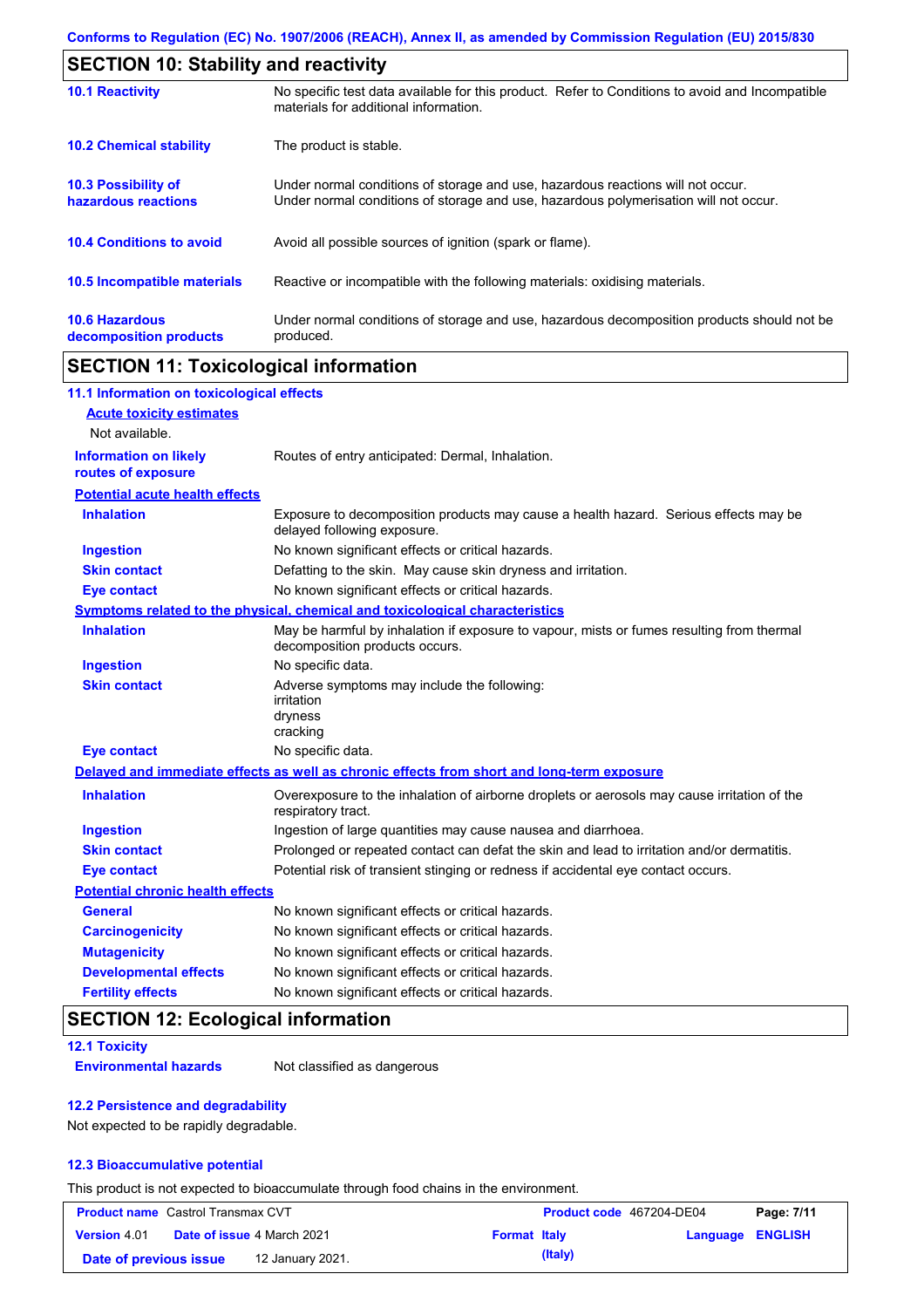Conforms to Regulation (EC) No. 1907/2006 (REACH), Annex II, as amended by Commission Regulation (EU) 2015/830

## SECTION 10: Stability and reactivity

| | |
|---|---|
| **10.1 Reactivity** | No specific test data available for this product. Refer to Conditions to avoid and Incompatible materials for additional information. |
| **10.2 Chemical stability** | The product is stable. |
| **10.3 Possibility of hazardous reactions** | Under normal conditions of storage and use, hazardous reactions will not occur. Under normal conditions of storage and use, hazardous polymerisation will not occur. |
| **10.4 Conditions to avoid** | Avoid all possible sources of ignition (spark or flame). |
| **10.5 Incompatible materials** | Reactive or incompatible with the following materials: oxidising materials. |
| **10.6 Hazardous decomposition products** | Under normal conditions of storage and use, hazardous decomposition products should not be produced. |

## SECTION 11: Toxicological information

### 11.1 Information on toxicological effects

**Acute toxicity estimates**

Not available.

| | |
|---|---|
| **Information on likely routes of exposure** | Routes of entry anticipated: Dermal, Inhalation. |

**Potential acute health effects**

| | |
|---|---|
| **Inhalation** | Exposure to decomposition products may cause a health hazard. Serious effects may be delayed following exposure. |
| **Ingestion** | No known significant effects or critical hazards. |
| **Skin contact** | Defatting to the skin. May cause skin dryness and irritation. |
| **Eye contact** | No known significant effects or critical hazards. |

**Symptoms related to the physical, chemical and toxicological characteristics**

| | |
|---|---|
| **Inhalation** | May be harmful by inhalation if exposure to vapour, mists or fumes resulting from thermal decomposition products occurs. |
| **Ingestion** | No specific data. |
| **Skin contact** | Adverse symptoms may include the following:<br>irritation<br>dryness<br>cracking |
| **Eye contact** | No specific data. |

**Delayed and immediate effects as well as chronic effects from short and long-term exposure**

| | |
|---|---|
| **Inhalation** | Overexposure to the inhalation of airborne droplets or aerosols may cause irritation of the respiratory tract. |
| **Ingestion** | Ingestion of large quantities may cause nausea and diarrhoea. |
| **Skin contact** | Prolonged or repeated contact can defat the skin and lead to irritation and/or dermatitis. |
| **Eye contact** | Potential risk of transient stinging or redness if accidental eye contact occurs. |

**Potential chronic health effects**

| | |
|---|---|
| **General** | No known significant effects or critical hazards. |
| **Carcinogenicity** | No known significant effects or critical hazards. |
| **Mutagenicity** | No known significant effects or critical hazards. |
| **Developmental effects** | No known significant effects or critical hazards. |
| **Fertility effects** | No known significant effects or critical hazards. |

## SECTION 12: Ecological information

### 12.1 Toxicity

| | |
|---|---|
| **Environmental hazards** | Not classified as dangerous |

### 12.2 Persistence and degradability

Not expected to be rapidly degradable.

### 12.3 Bioaccumulative potential

This product is not expected to bioaccumulate through food chains in the environment.

| | | | |
|---|---|---|---|
| **Product name** Castrol Transmax CVT | | **Product code** 467204-DE04 | |
| **Version** 4.01 | **Date of issue** 4 March 2021 | **Format** Italy (Italy) | **Language** ENGLISH |
| **Date of previous issue** | 12 January 2021. | | |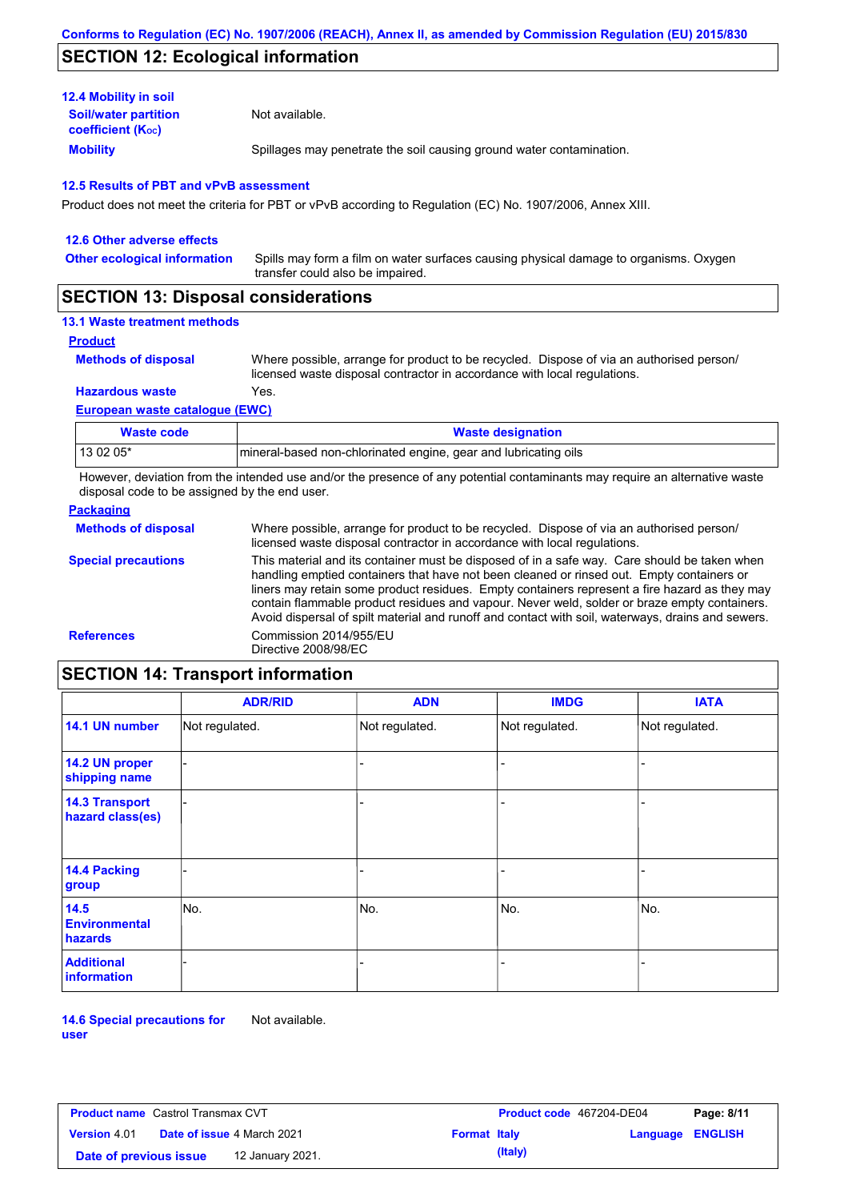## SECTION 12: Ecological information

### 12.4 Mobility in soil

**Soil/water partition coefficient ($K_{OC}$)**: Not available.

**Mobility**: Spillages may penetrate the soil causing ground water contamination.

### 12.5 Results of PBT and vPvB assessment

Product does not meet the criteria for PBT or vPvB according to Regulation (EC) No. 1907/2006, Annex XIII.

### 12.6 Other adverse effects

**Other ecological information**: Spills may form a film on water surfaces causing physical damage to organisms. Oxygen transfer could also be impaired.

## SECTION 13: Disposal considerations

### 13.1 Waste treatment methods

**Product**

**Methods of disposal**: Where possible, arrange for product to be recycled. Dispose of via an authorised person/ licensed waste disposal contractor in accordance with local regulations.

**Hazardous waste**: Yes.

**European waste catalogue (EWC)**

| Waste code | Waste designation |
|---|---|
| 13 02 05* | mineral-based non-chlorinated engine, gear and lubricating oils |

However, deviation from the intended use and/or the presence of any potential contaminants may require an alternative waste disposal code to be assigned by the end user.

**Packaging**

**Methods of disposal**: Where possible, arrange for product to be recycled. Dispose of via an authorised person/ licensed waste disposal contractor in accordance with local regulations.

**Special precautions**: This material and its container must be disposed of in a safe way. Care should be taken when handling emptied containers that have not been cleaned or rinsed out. Empty containers or liners may retain some product residues. Empty containers represent a fire hazard as they may contain flammable product residues and vapour. Never weld, solder or braze empty containers. Avoid dispersal of spilt material and runoff and contact with soil, waterways, drains and sewers.

**References**: Commission 2014/955/EU
Directive 2008/98/EC

## SECTION 14: Transport information

| | ADR/RID | ADN | IMDG | IATA |
|---|---|---|---|---|
| 14.1 UN number | Not regulated. | Not regulated. | Not regulated. | Not regulated. |
| 14.2 UN proper shipping name | - | - | - | - |
| 14.3 Transport hazard class(es) | - | - | - | - |
| 14.4 Packing group | - | - | - | - |
| 14.5 Environmental hazards | No. | No. | No. | No. |
| Additional information | - | - | - | - |

**14.6 Special precautions for user**: Not available.

| Product name | Castrol Transmax CVT | Product code | 467204-DE04 |
|---|---|---|---|
| Version | 4.01 | Date of issue | 4 March 2021 |
| Format | Italy (Italy) | Language | ENGLISH |
| Date of previous issue | 12 January 2021. | | |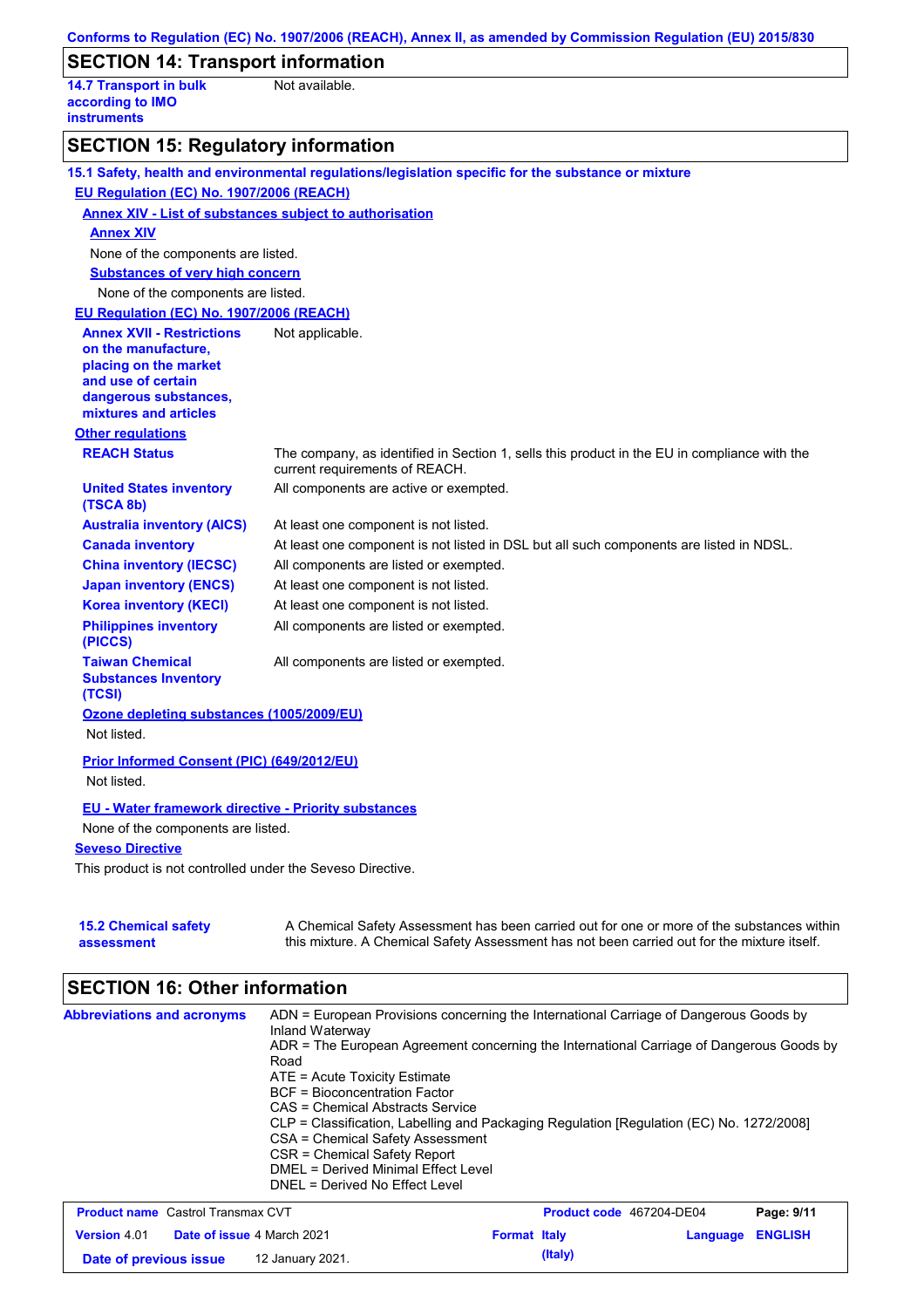## SECTION 14: Transport information

**14.7 Transport in bulk according to IMO instruments**: Not available.

## SECTION 15: Regulatory information

### 15.1 Safety, health and environmental regulations/legislation specific for the substance or mixture

**EU Regulation (EC) No. 1907/2006 (REACH)**

**Annex XIV - List of substances subject to authorisation**

**Annex XIV**

None of the components are listed.

**Substances of very high concern**

None of the components are listed.

**EU Regulation (EC) No. 1907/2006 (REACH)**

**Annex XVII - Restrictions on the manufacture, placing on the market and use of certain dangerous substances, mixtures and articles**: Not applicable.

**Other regulations**

| | |
|---|---|
| **REACH Status** | The company, as identified in Section 1, sells this product in the EU in compliance with the current requirements of REACH. |
| **United States inventory (TSCA 8b)** | All components are active or exempted. |
| **Australia inventory (AICS)** | At least one component is not listed. |
| **Canada inventory** | At least one component is not listed in DSL but all such components are listed in NDSL. |
| **China inventory (IECSC)** | All components are listed or exempted. |
| **Japan inventory (ENCS)** | At least one component is not listed. |
| **Korea inventory (KECI)** | At least one component is not listed. |
| **Philippines inventory (PICCS)** | All components are listed or exempted. |
| **Taiwan Chemical Substances Inventory (TCSI)** | All components are listed or exempted. |

**Ozone depleting substances (1005/2009/EU)**

Not listed.

**Prior Informed Consent (PIC) (649/2012/EU)**

Not listed.

**EU - Water framework directive - Priority substances**

None of the components are listed.

**Seveso Directive**

This product is not controlled under the Seveso Directive.

### 15.2 Chemical safety assessment

A Chemical Safety Assessment has been carried out for one or more of the substances within this mixture. A Chemical Safety Assessment has not been carried out for the mixture itself.

## SECTION 16: Other information

**Abbreviations and acronyms**

ADN = European Provisions concerning the International Carriage of Dangerous Goods by Inland Waterway
ADR = The European Agreement concerning the International Carriage of Dangerous Goods by Road
ATE = Acute Toxicity Estimate
BCF = Bioconcentration Factor
CAS = Chemical Abstracts Service
CLP = Classification, Labelling and Packaging Regulation [Regulation (EC) No. 1272/2008]
CSA = Chemical Safety Assessment
CSR = Chemical Safety Report
DMEL = Derived Minimal Effect Level
DNEL = Derived No Effect Level

| | | | |
|---|---|---|---|
| **Product name** Castrol Transmax CVT | | **Product code** 467204-DE04 | |
| **Version** 4.01 | **Date of issue** 4 March 2021 | **Format** Italy (Italy) | **Language** ENGLISH |
| **Date of previous issue** | 12 January 2021. | | |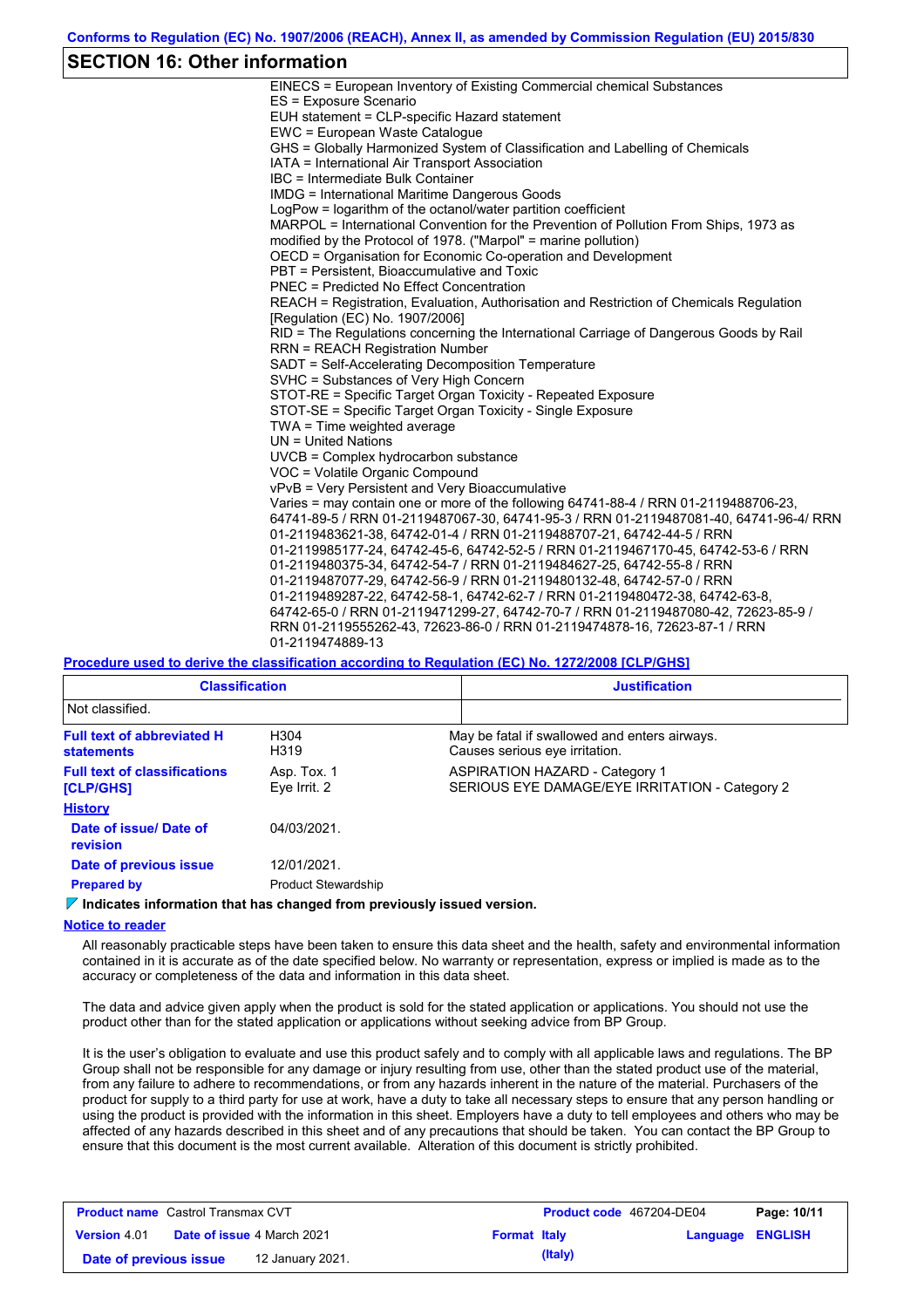## SECTION 16: Other information

EINECS = European Inventory of Existing Commercial chemical Substances
ES = Exposure Scenario
EUH statement = CLP-specific Hazard statement
EWC = European Waste Catalogue
GHS = Globally Harmonized System of Classification and Labelling of Chemicals
IATA = International Air Transport Association
IBC = Intermediate Bulk Container
IMDG = International Maritime Dangerous Goods
LogPow = logarithm of the octanol/water partition coefficient
MARPOL = International Convention for the Prevention of Pollution From Ships, 1973 as modified by the Protocol of 1978. ("Marpol" = marine pollution)
OECD = Organisation for Economic Co-operation and Development
PBT = Persistent, Bioaccumulative and Toxic
PNEC = Predicted No Effect Concentration
REACH = Registration, Evaluation, Authorisation and Restriction of Chemicals Regulation [Regulation (EC) No. 1907/2006]
RID = The Regulations concerning the International Carriage of Dangerous Goods by Rail
RRN = REACH Registration Number
SADT = Self-Accelerating Decomposition Temperature
SVHC = Substances of Very High Concern
STOT-RE = Specific Target Organ Toxicity - Repeated Exposure
STOT-SE = Specific Target Organ Toxicity - Single Exposure
TWA = Time weighted average
UN = United Nations
UVCB = Complex hydrocarbon substance
VOC = Volatile Organic Compound
vPvB = Very Persistent and Very Bioaccumulative
Varies = may contain one or more of the following 64741-88-4 / RRN 01-2119488706-23, 64741-89-5 / RRN 01-2119487067-30, 64741-95-3 / RRN 01-2119487081-40, 64741-96-4/ RRN 01-2119483621-38, 64742-01-4 / RRN 01-2119488707-21, 64742-44-5 / RRN 01-2119985177-24, 64742-45-6, 64742-52-5 / RRN 01-2119467170-45, 64742-53-6 / RRN 01-2119480375-34, 64742-54-7 / RRN 01-2119484627-25, 64742-55-8 / RRN 01-2119487077-29, 64742-56-9 / RRN 01-2119480132-48, 64742-57-0 / RRN 01-2119489287-22, 64742-58-1, 64742-62-7 / RRN 01-2119480472-38, 64742-63-8, 64742-65-0 / RRN 01-2119471299-27, 64742-70-7 / RRN 01-2119487080-42, 72623-85-9 / RRN 01-2119555262-43, 72623-86-0 / RRN 01-2119474878-16, 72623-87-1 / RRN 01-2119474889-13

**Procedure used to derive the classification according to Regulation (EC) No. 1272/2008 [CLP/GHS]**

| Classification | Justification |
|---|---|
| Not classified. | |

**Full text of abbreviated H statements**

| | |
|---|---|
| H304 | May be fatal if swallowed and enters airways. |
| H319 | Causes serious eye irritation. |

**Full text of classifications [CLP/GHS]**

| | |
|---|---|
| Asp. Tox. 1 | ASPIRATION HAZARD - Category 1 |
| Eye Irrit. 2 | SERIOUS EYE DAMAGE/EYE IRRITATION - Category 2 |

**History**

**Date of issue/ Date of revision** 04/03/2021.

**Date of previous issue** 12/01/2021.

**Prepared by** Product Stewardship

**Indicates information that has changed from previously issued version.**

**Notice to reader**

All reasonably practicable steps have been taken to ensure this data sheet and the health, safety and environmental information contained in it is accurate as of the date specified below. No warranty or representation, express or implied is made as to the accuracy or completeness of the data and information in this data sheet.

The data and advice given apply when the product is sold for the stated application or applications. You should not use the product other than for the stated application or applications without seeking advice from BP Group.

It is the user's obligation to evaluate and use this product safely and to comply with all applicable laws and regulations. The BP Group shall not be responsible for any damage or injury resulting from use, other than the stated product use of the material, from any failure to adhere to recommendations, or from any hazards inherent in the nature of the material. Purchasers of the product for supply to a third party for use at work, have a duty to take all necessary steps to ensure that any person handling or using the product is provided with the information in this sheet. Employers have a duty to tell employees and others who may be affected of any hazards described in this sheet and of any precautions that should be taken. You can contact the BP Group to ensure that this document is the most current available. Alteration of this document is strictly prohibited.